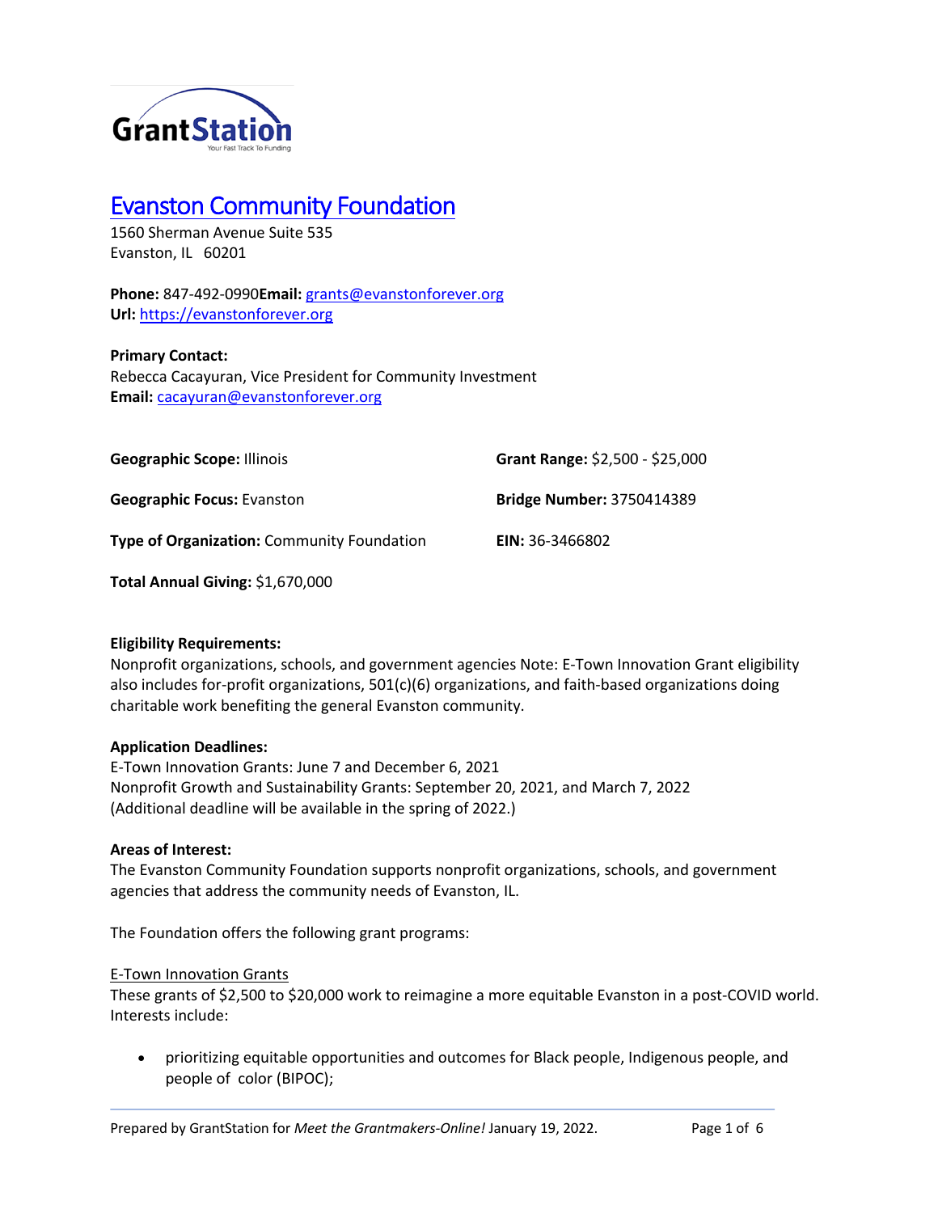# Evanston Community Foundation

1560 Sherman Avenue Suite 535
Evanston, IL 60201

**Phone:** 847-492-0990**Email:** grants@evanstonforever.org
**Url:** https://evanstonforever.org

**Primary Contact:**
Rebecca Cacayuran, Vice President for Community Investment
**Email:** cacayuran@evanstonforever.org

**Geographic Scope:** Illinois

**Grant Range:** $2,500 - $25,000

**Geographic Focus:** Evanston

**Bridge Number:** 3750414389

**Type of Organization:** Community Foundation

**EIN:** 36-3466802

**Total Annual Giving:** $1,670,000

**Eligibility Requirements:**
Nonprofit organizations, schools, and government agencies Note: E-Town Innovation Grant eligibility also includes for-profit organizations, 501(c)(6) organizations, and faith-based organizations doing charitable work benefiting the general Evanston community.

**Application Deadlines:**
E-Town Innovation Grants: June 7 and December 6, 2021
Nonprofit Growth and Sustainability Grants: September 20, 2021, and March 7, 2022
(Additional deadline will be available in the spring of 2022.)

**Areas of Interest:**
The Evanston Community Foundation supports nonprofit organizations, schools, and government agencies that address the community needs of Evanston, IL.

The Foundation offers the following grant programs:

E-Town Innovation Grants
These grants of $2,500 to $20,000 work to reimagine a more equitable Evanston in a post-COVID world. Interests include:

- prioritizing equitable opportunities and outcomes for Black people, Indigenous people, and people of color (BIPOC);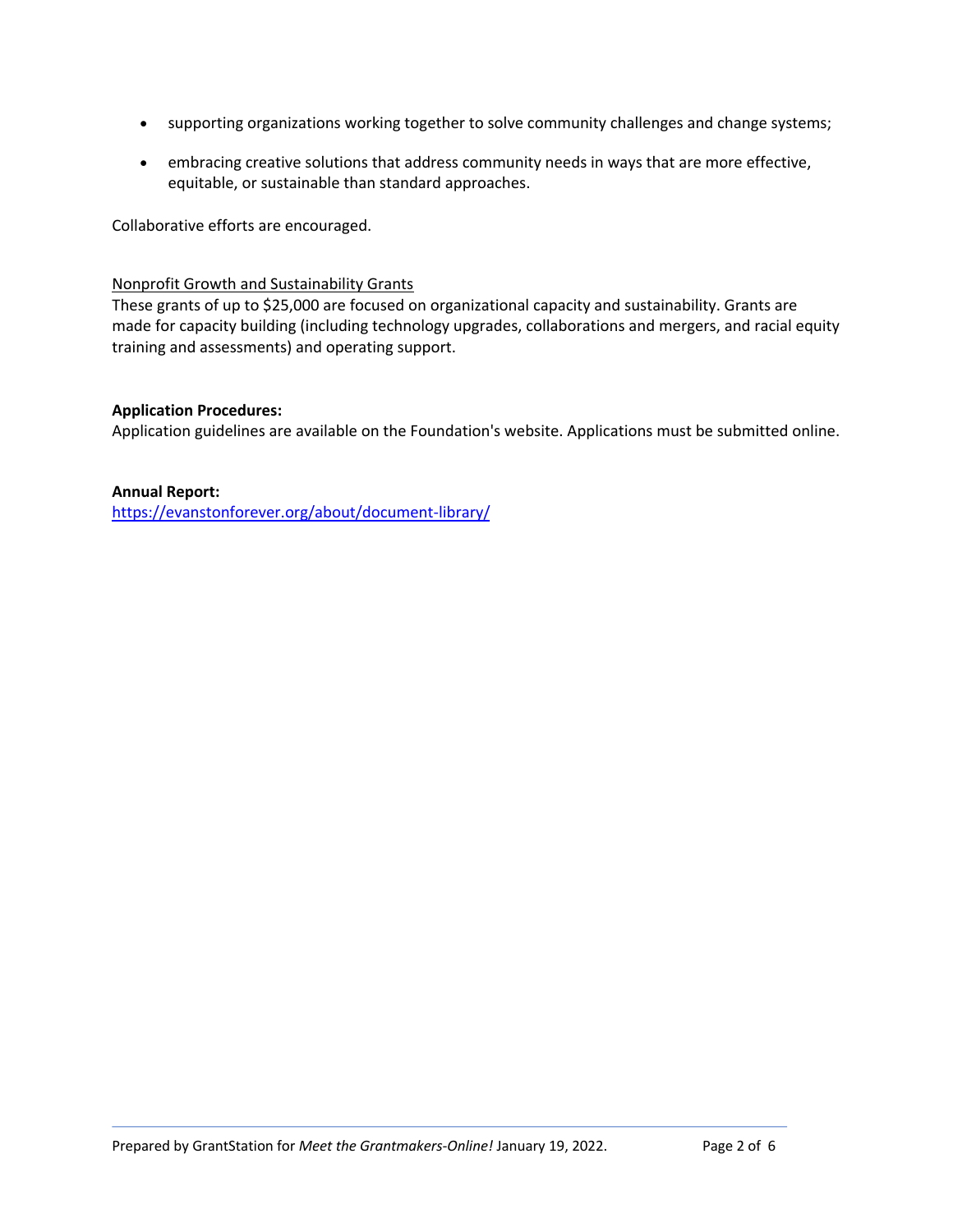- supporting organizations working together to solve community challenges and change systems;
- embracing creative solutions that address community needs in ways that are more effective, equitable, or sustainable than standard approaches.

Collaborative efforts are encouraged.

Nonprofit Growth and Sustainability Grants

These grants of up to $25,000 are focused on organizational capacity and sustainability. Grants are made for capacity building (including technology upgrades, collaborations and mergers, and racial equity training and assessments) and operating support.

**Application Procedures:**

Application guidelines are available on the Foundation's website. Applications must be submitted online.

**Annual Report:**

https://evanstonforever.org/about/document-library/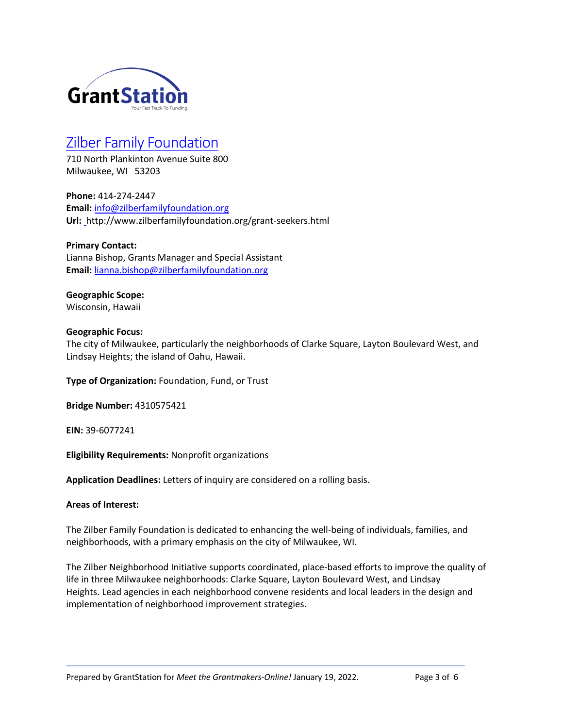## Zilber Family Foundation

710 North Plankinton Avenue Suite 800
Milwaukee, WI 53203

**Phone:** 414-274-2447
**Email:** info@zilberfamilyfoundation.org
**Url:** http://www.zilberfamilyfoundation.org/grant-seekers.html

**Primary Contact:**
Lianna Bishop, Grants Manager and Special Assistant
**Email:** lianna.bishop@zilberfamilyfoundation.org

**Geographic Scope:**
Wisconsin, Hawaii

**Geographic Focus:**
The city of Milwaukee, particularly the neighborhoods of Clarke Square, Layton Boulevard West, and Lindsay Heights; the island of Oahu, Hawaii.

**Type of Organization:** Foundation, Fund, or Trust

**Bridge Number:** 4310575421

**EIN:** 39-6077241

**Eligibility Requirements:** Nonprofit organizations

**Application Deadlines:** Letters of inquiry are considered on a rolling basis.

**Areas of Interest:**

The Zilber Family Foundation is dedicated to enhancing the well-being of individuals, families, and neighborhoods, with a primary emphasis on the city of Milwaukee, WI.

The Zilber Neighborhood Initiative supports coordinated, place-based efforts to improve the quality of life in three Milwaukee neighborhoods: Clarke Square, Layton Boulevard West, and Lindsay Heights. Lead agencies in each neighborhood convene residents and local leaders in the design and implementation of neighborhood improvement strategies.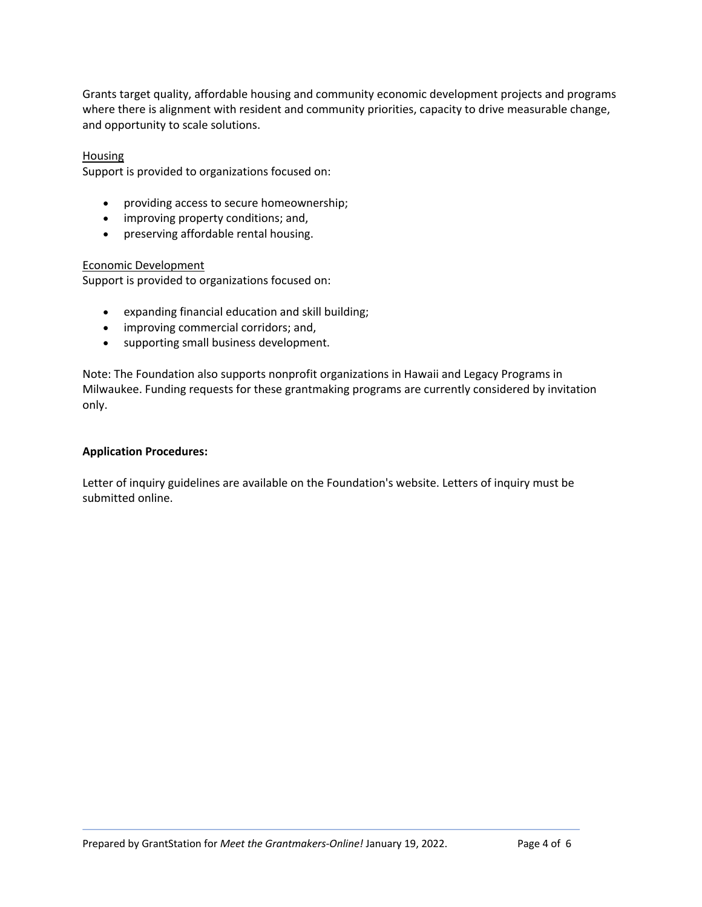Grants target quality, affordable housing and community economic development projects and programs where there is alignment with resident and community priorities, capacity to drive measurable change, and opportunity to scale solutions.

Housing

Support is provided to organizations focused on:

- providing access to secure homeownership;
- improving property conditions; and,
- preserving affordable rental housing.

Economic Development

Support is provided to organizations focused on:

- expanding financial education and skill building;
- improving commercial corridors; and,
- supporting small business development.

Note: The Foundation also supports nonprofit organizations in Hawaii and Legacy Programs in Milwaukee. Funding requests for these grantmaking programs are currently considered by invitation only.

**Application Procedures:**

Letter of inquiry guidelines are available on the Foundation's website. Letters of inquiry must be submitted online.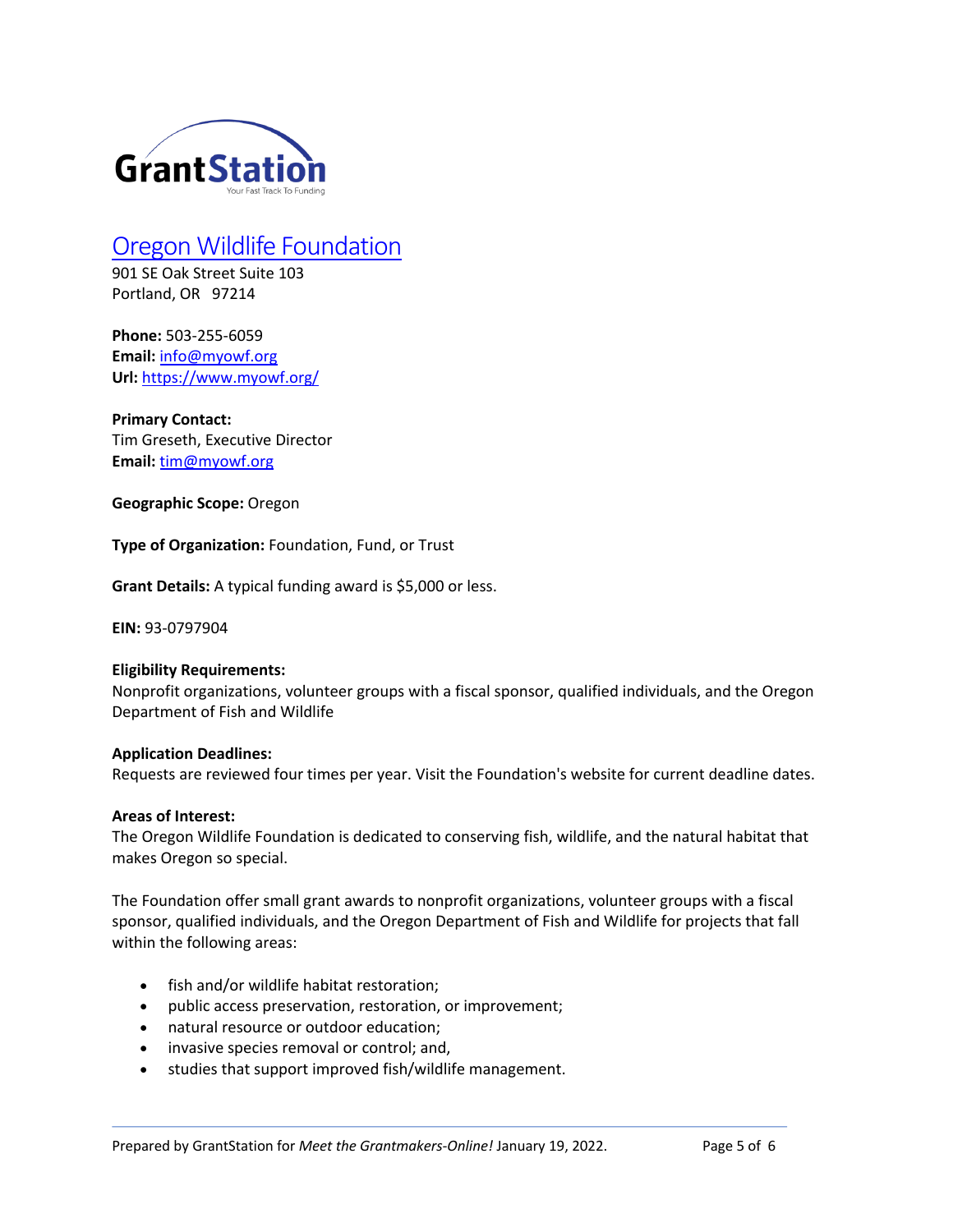# [Oregon Wildlife Foundation](https://www.myowf.org/)

901 SE Oak Street Suite 103
Portland, OR 97214

**Phone:** 503-255-6059
**Email:** [info@myowf.org](mailto:info@myowf.org)
**Url:** [https://www.myowf.org/](https://www.myowf.org/)

**Primary Contact:**
Tim Greseth, Executive Director
**Email:** [tim@myowf.org](mailto:tim@myowf.org)

**Geographic Scope:** Oregon

**Type of Organization:** Foundation, Fund, or Trust

**Grant Details:** A typical funding award is $5,000 or less.

**EIN:** 93-0797904

**Eligibility Requirements:**
Nonprofit organizations, volunteer groups with a fiscal sponsor, qualified individuals, and the Oregon Department of Fish and Wildlife

**Application Deadlines:**
Requests are reviewed four times per year. Visit the Foundation's website for current deadline dates.

**Areas of Interest:**
The Oregon Wildlife Foundation is dedicated to conserving fish, wildlife, and the natural habitat that makes Oregon so special.

The Foundation offer small grant awards to nonprofit organizations, volunteer groups with a fiscal sponsor, qualified individuals, and the Oregon Department of Fish and Wildlife for projects that fall within the following areas:

- fish and/or wildlife habitat restoration;
- public access preservation, restoration, or improvement;
- natural resource or outdoor education;
- invasive species removal or control; and,
- studies that support improved fish/wildlife management.

Prepared by GrantStation for *Meet the Grantmakers-Online!* January 19, 2022.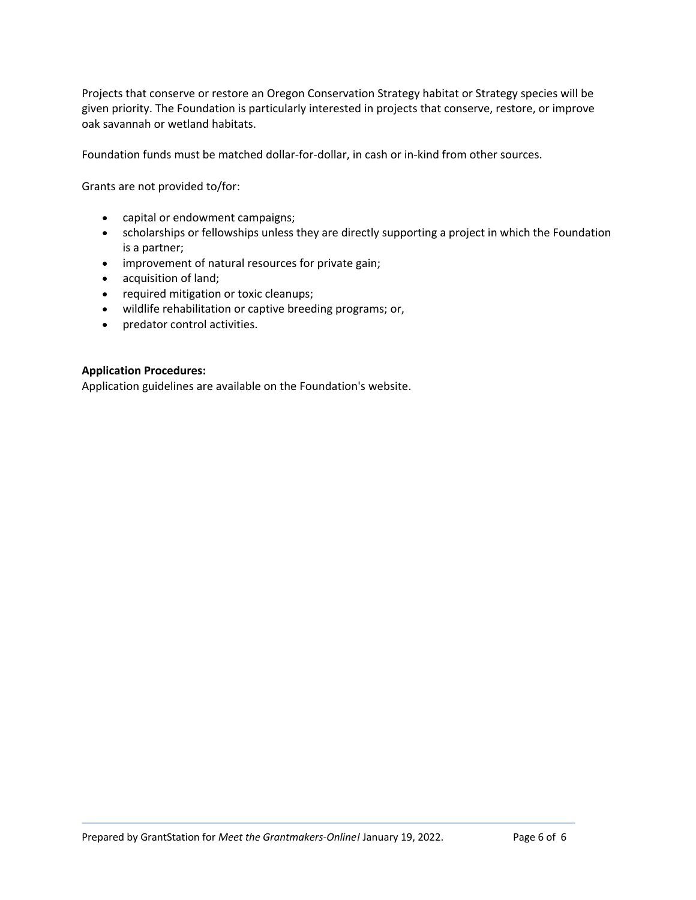Projects that conserve or restore an Oregon Conservation Strategy habitat or Strategy species will be given priority. The Foundation is particularly interested in projects that conserve, restore, or improve oak savannah or wetland habitats.

Foundation funds must be matched dollar-for-dollar, in cash or in-kind from other sources.

Grants are not provided to/for:

- capital or endowment campaigns;
- scholarships or fellowships unless they are directly supporting a project in which the Foundation is a partner;
- improvement of natural resources for private gain;
- acquisition of land;
- required mitigation or toxic cleanups;
- wildlife rehabilitation or captive breeding programs; or,
- predator control activities.

**Application Procedures:**
Application guidelines are available on the Foundation's website.